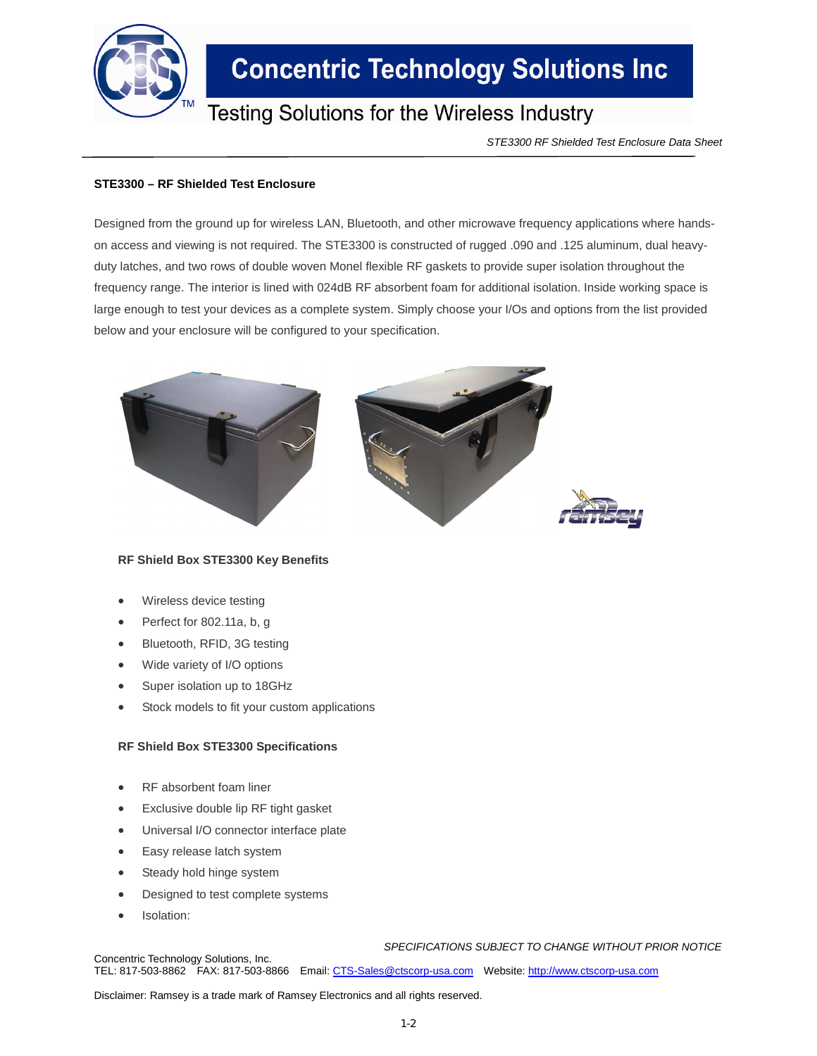**STE3300 – RF Shielded Test Enclosure**

Designed from the ground up for wireless LAN, Bluetooth, and other microwave frequency applications where hands-on access and viewing is not required. The STE3300 is constructed of rugged .090 and .125 aluminum, dual heavy-duty latches, and two rows of double woven Monel flexible RF gaskets to provide super isolation throughout the frequency range. The interior is lined with 024dB RF absorbent foam for additional isolation. Inside working space is large enough to test your devices as a complete system. Simply choose your I/Os and options from the list provided below and your enclosure will be configured to your specification.

**RF Shield Box STE3300 Key Benefits**

- Wireless device testing
- Perfect for 802.11a, b, g
- Bluetooth, RFID, 3G testing
- Wide variety of I/O options
- Super isolation up to 18GHz
- Stock models to fit your custom applications

**RF Shield Box STE3300 Specifications**

- RF absorbent foam liner
- Exclusive double lip RF tight gasket
- Universal I/O connector interface plate
- Easy release latch system
- Steady hold hinge system
- Designed to test complete systems
- Isolation:

*SPECIFICATIONS SUBJECT TO CHANGE WITHOUT PRIOR NOTICE*

Concentric Technology Solutions, Inc.
TEL: 817-503-8862 FAX: 817-503-8866 Email: CTS-Sales@ctscorp-usa.com Website: http://www.ctscorp-usa.com

Disclaimer: Ramsey is a trade mark of Ramsey Electronics and all rights reserved.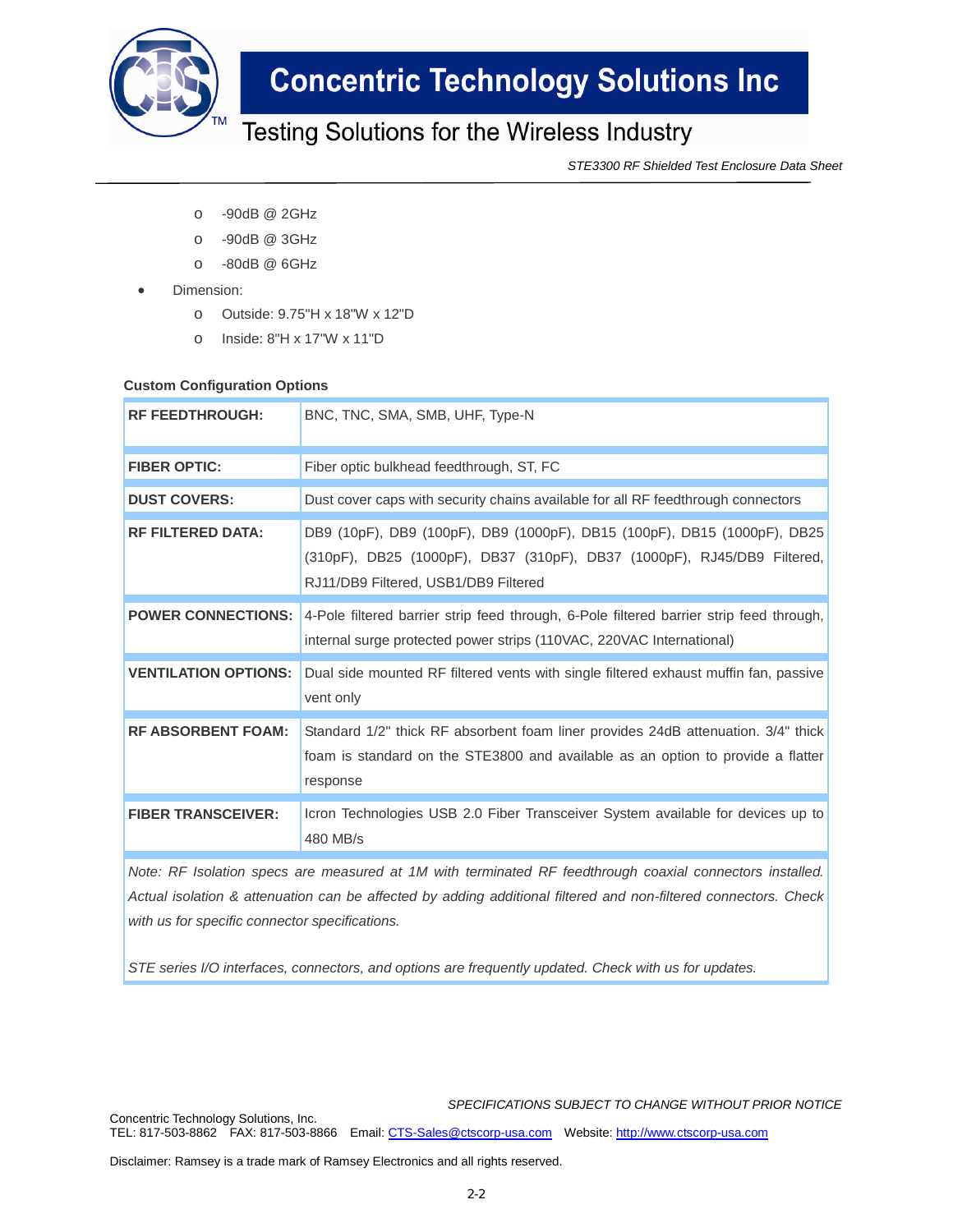- -90dB @ 2GHz
  - -90dB @ 3GHz
  - -80dB @ 6GHz
- Dimension:
  - Outside: 9.75"H x 18"W x 12"D
  - Inside: 8"H x 17"W x 11"D

**Custom Configuration Options**

| | |
|---|---|
| **RF FEEDTHROUGH:** | BNC, TNC, SMA, SMB, UHF, Type-N |
| **FIBER OPTIC:** | Fiber optic bulkhead feedthrough, ST, FC |
| **DUST COVERS:** | Dust cover caps with security chains available for all RF feedthrough connectors |
| **RF FILTERED DATA:** | DB9 (10pF), DB9 (100pF), DB9 (1000pF), DB15 (100pF), DB15 (1000pF), DB25 (310pF), DB25 (1000pF), DB37 (310pF), DB37 (1000pF), RJ45/DB9 Filtered, RJ11/DB9 Filtered, USB1/DB9 Filtered |
| **POWER CONNECTIONS:** | 4-Pole filtered barrier strip feed through, 6-Pole filtered barrier strip feed through, internal surge protected power strips (110VAC, 220VAC International) |
| **VENTILATION OPTIONS:** | Dual side mounted RF filtered vents with single filtered exhaust muffin fan, passive vent only |
| **RF ABSORBENT FOAM:** | Standard 1/2" thick RF absorbent foam liner provides 24dB attenuation. 3/4" thick foam is standard on the STE3800 and available as an option to provide a flatter response |
| **FIBER TRANSCEIVER:** | Icron Technologies USB 2.0 Fiber Transceiver System available for devices up to 480 MB/s |

*Note: RF Isolation specs are measured at 1M with terminated RF feedthrough coaxial connectors installed. Actual isolation & attenuation can be affected by adding additional filtered and non-filtered connectors. Check with us for specific connector specifications.*

*STE series I/O interfaces, connectors, and options are frequently updated. Check with us for updates.*

*SPECIFICATIONS SUBJECT TO CHANGE WITHOUT PRIOR NOTICE*

Concentric Technology Solutions, Inc.
TEL: 817-503-8862 FAX: 817-503-8866 Email: CTS-Sales@ctscorp-usa.com Website: http://www.ctscorp-usa.com

Disclaimer: Ramsey is a trade mark of Ramsey Electronics and all rights reserved.